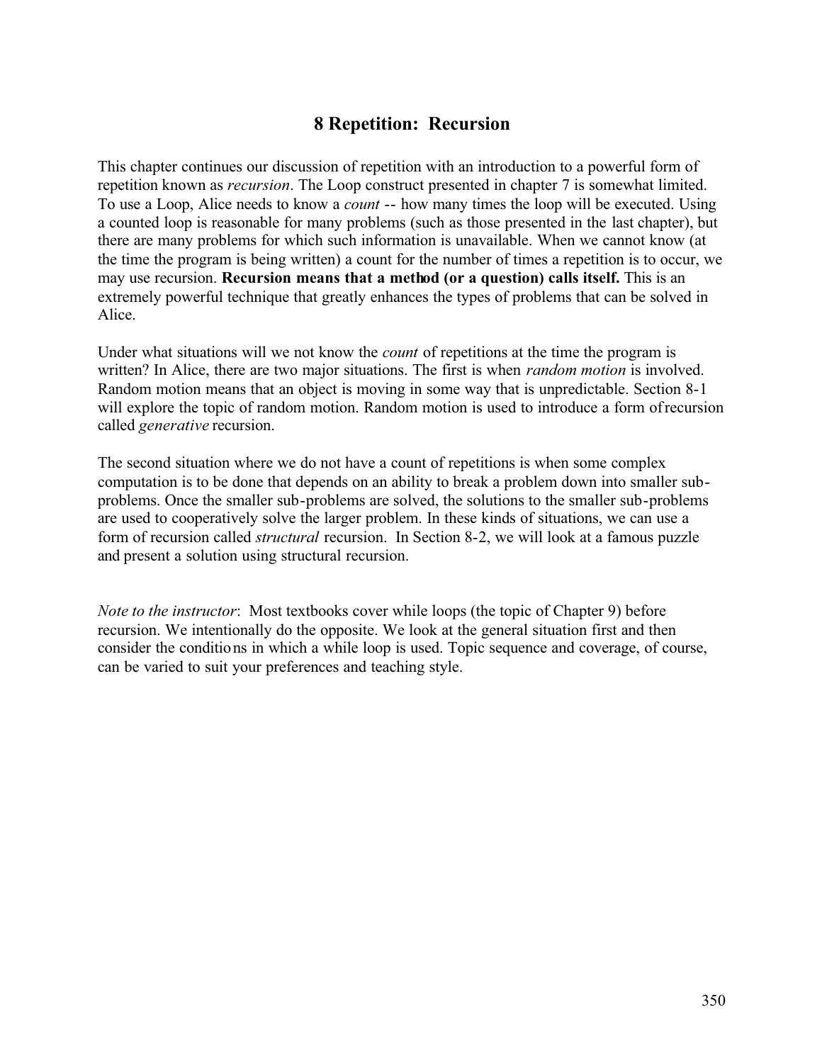# 8 Repetition: Recursion

This chapter continues our discussion of repetition with an introduction to a powerful form of repetition known as *recursion*. The Loop construct presented in chapter 7 is somewhat limited. To use a Loop, Alice needs to know a *count* -- how many times the loop will be executed. Using a counted loop is reasonable for many problems (such as those presented in the last chapter), but there are many problems for which such information is unavailable. When we cannot know (at the time the program is being written) a count for the number of times a repetition is to occur, we may use recursion. **Recursion means that a method (or a question) calls itself.** This is an extremely powerful technique that greatly enhances the types of problems that can be solved in Alice.

Under what situations will we not know the *count* of repetitions at the time the program is written? In Alice, there are two major situations. The first is when *random motion* is involved. Random motion means that an object is moving in some way that is unpredictable. Section 8-1 will explore the topic of random motion. Random motion is used to introduce a form of recursion called *generative* recursion.

The second situation where we do not have a count of repetitions is when some complex computation is to be done that depends on an ability to break a problem down into smaller sub-problems. Once the smaller sub-problems are solved, the solutions to the smaller sub-problems are used to cooperatively solve the larger problem. In these kinds of situations, we can use a form of recursion called *structural* recursion. In Section 8-2, we will look at a famous puzzle and present a solution using structural recursion.

*Note to the instructor*: Most textbooks cover while loops (the topic of Chapter 9) before recursion. We intentionally do the opposite. We look at the general situation first and then consider the conditions in which a while loop is used. Topic sequence and coverage, of course, can be varied to suit your preferences and teaching style.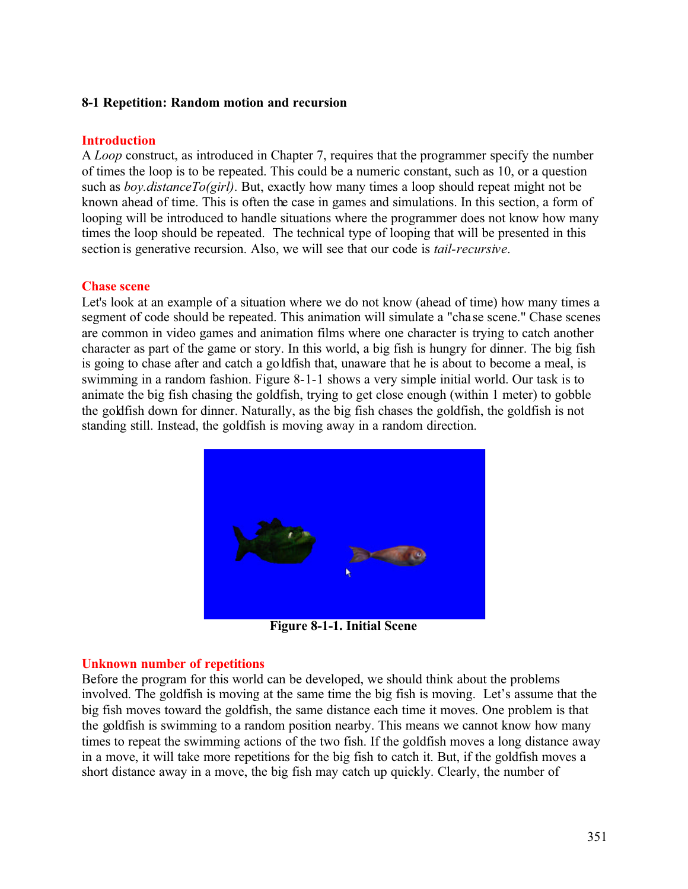### 8-1 Repetition: Random motion and recursion

#### Introduction

A *Loop* construct, as introduced in Chapter 7, requires that the programmer specify the number of times the loop is to be repeated. This could be a numeric constant, such as 10, or a question such as *boy.distanceTo(girl)*. But, exactly how many times a loop should repeat might not be known ahead of time. This is often the case in games and simulations. In this section, a form of looping will be introduced to handle situations where the programmer does not know how many times the loop should be repeated. The technical type of looping that will be presented in this section is generative recursion. Also, we will see that our code is *tail-recursive*.

#### Chase scene

Let's look at an example of a situation where we do not know (ahead of time) how many times a segment of code should be repeated. This animation will simulate a "chase scene." Chase scenes are common in video games and animation films where one character is trying to catch another character as part of the game or story. In this world, a big fish is hungry for dinner. The big fish is going to chase after and catch a goldfish that, unaware that he is about to become a meal, is swimming in a random fashion. Figure 8-1-1 shows a very simple initial world. Our task is to animate the big fish chasing the goldfish, trying to get close enough (within 1 meter) to gobble the goldfish down for dinner. Naturally, as the big fish chases the goldfish, the goldfish is not standing still. Instead, the goldfish is moving away in a random direction.

**Figure 8-1-1. Initial Scene**

#### Unknown number of repetitions

Before the program for this world can be developed, we should think about the problems involved. The goldfish is moving at the same time the big fish is moving. Let's assume that the big fish moves toward the goldfish, the same distance each time it moves. One problem is that the goldfish is swimming to a random position nearby. This means we cannot know how many times to repeat the swimming actions of the two fish. If the goldfish moves a long distance away in a move, it will take more repetitions for the big fish to catch it. But, if the goldfish moves a short distance away in a move, the big fish may catch up quickly. Clearly, the number of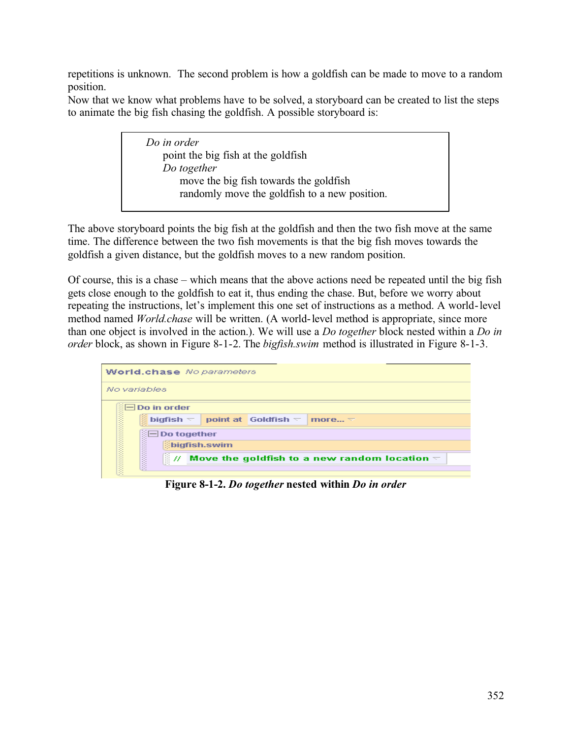repetitions is unknown. The second problem is how a goldfish can be made to move to a random position.

Now that we know what problems have to be solved, a storyboard can be created to list the steps to animate the big fish chasing the goldfish. A possible storyboard is:

```
Do in order
    point the big fish at the goldfish
    Do together
        move the big fish towards the goldfish
        randomly move the goldfish to a new position.
```

The above storyboard points the big fish at the goldfish and then the two fish move at the same time. The difference between the two fish movements is that the big fish moves towards the goldfish a given distance, but the goldfish moves to a new random position.

Of course, this is a chase – which means that the above actions need be repeated until the big fish gets close enough to the goldfish to eat it, thus ending the chase. But, before we worry about repeating the instructions, let's implement this one set of instructions as a method. A world-level method named *World.chase* will be written. (A world-level method is appropriate, since more than one object is involved in the action.). We will use a *Do together* block nested within a *Do in order* block, as shown in Figure 8-1-2. The *bigfish.swim* method is illustrated in Figure 8-1-3.

```
World.chase No parameters
No variables
Do in order
    bigfish point at Goldfish more...
    Do together
        bigfish.swim
        // Move the goldfish to a new random location
```

**Figure 8-1-2.** ***Do together*** **nested within** ***Do in order***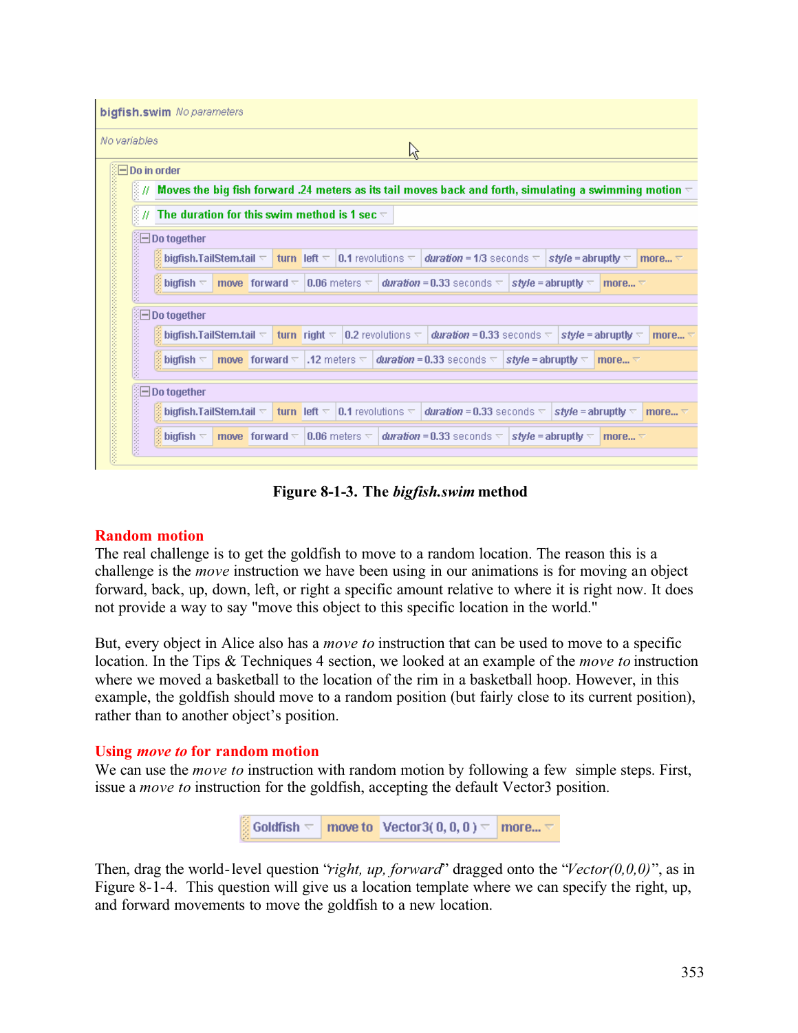```
bigfish.swim  No parameters

No variables

Do in order
  // Moves the big fish forward .24 meters as its tail moves back and forth, simulating a swimming motion
  // The duration for this swim method is 1 sec
  Do together
    bigfish.TailStem.tail turn left 0.1 revolutions duration = 1/3 seconds style = abruptly more...
    bigfish move forward 0.06 meters duration = 0.33 seconds style = abruptly more...
  Do together
    bigfish.TailStem.tail turn right 0.2 revolutions duration = 0.33 seconds style = abruptly more...
    bigfish move forward .12 meters duration = 0.33 seconds style = abruptly more...
  Do together
    bigfish.TailStem.tail turn left 0.1 revolutions duration = 0.33 seconds style = abruptly more...
    bigfish move forward 0.06 meters duration = 0.33 seconds style = abruptly more...
```

**Figure 8-1-3. The *bigfish.swim* method**

## Random motion

The real challenge is to get the goldfish to move to a random location. The reason this is a challenge is the *move* instruction we have been using in our animations is for moving an object forward, back, up, down, left, or right a specific amount relative to where it is right now. It does not provide a way to say "move this object to this specific location in the world."

But, every object in Alice also has a *move to* instruction that can be used to move to a specific location. In the Tips & Techniques 4 section, we looked at an example of the *move to* instruction where we moved a basketball to the location of the rim in a basketball hoop. However, in this example, the goldfish should move to a random position (but fairly close to its current position), rather than to another object's position.

## Using *move to* for random motion

We can use the *move to* instruction with random motion by following a few simple steps. First, issue a *move to* instruction for the goldfish, accepting the default Vector3 position.

```
Goldfish  move to  Vector3( 0, 0, 0 )  more...
```

Then, drag the world-level question "*right, up, forward*" dragged onto the "*Vector(0,0,0)*", as in Figure 8-1-4. This question will give us a location template where we can specify the right, up, and forward movements to move the goldfish to a new location.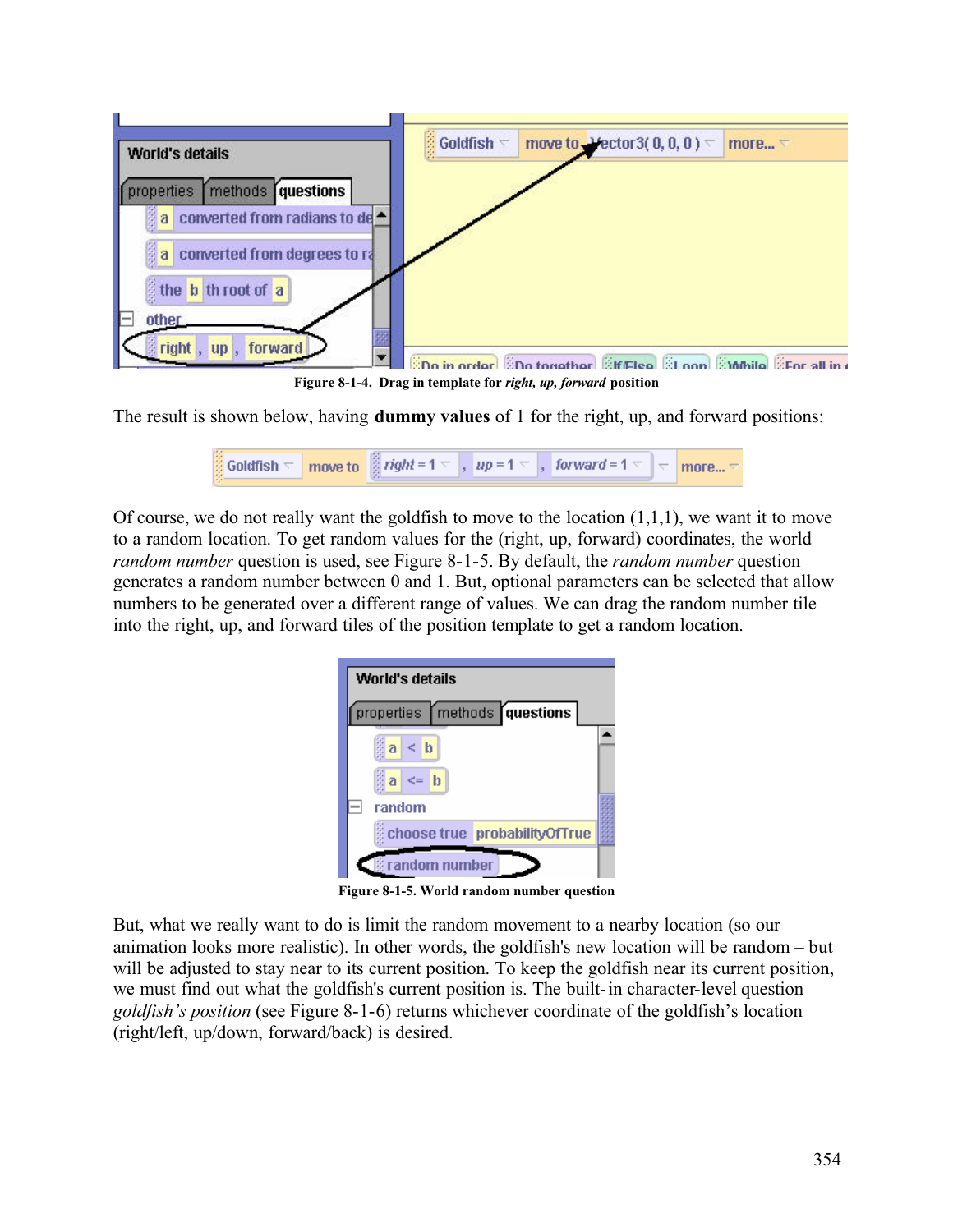Figure 8-1-4. Drag in template for *right, up, forward* position

The result is shown below, having **dummy values** of 1 for the right, up, and forward positions:

Of course, we do not really want the goldfish to move to the location (1,1,1), we want it to move to a random location. To get random values for the (right, up, forward) coordinates, the world *random number* question is used, see Figure 8-1-5. By default, the *random number* question generates a random number between 0 and 1. But, optional parameters can be selected that allow numbers to be generated over a different range of values. We can drag the random number tile into the right, up, and forward tiles of the position template to get a random location.

Figure 8-1-5. World random number question

But, what we really want to do is limit the random movement to a nearby location (so our animation looks more realistic). In other words, the goldfish's new location will be random – but will be adjusted to stay near to its current position. To keep the goldfish near its current position, we must find out what the goldfish's current position is. The built-in character-level question *goldfish's position* (see Figure 8-1-6) returns whichever coordinate of the goldfish's location (right/left, up/down, forward/back) is desired.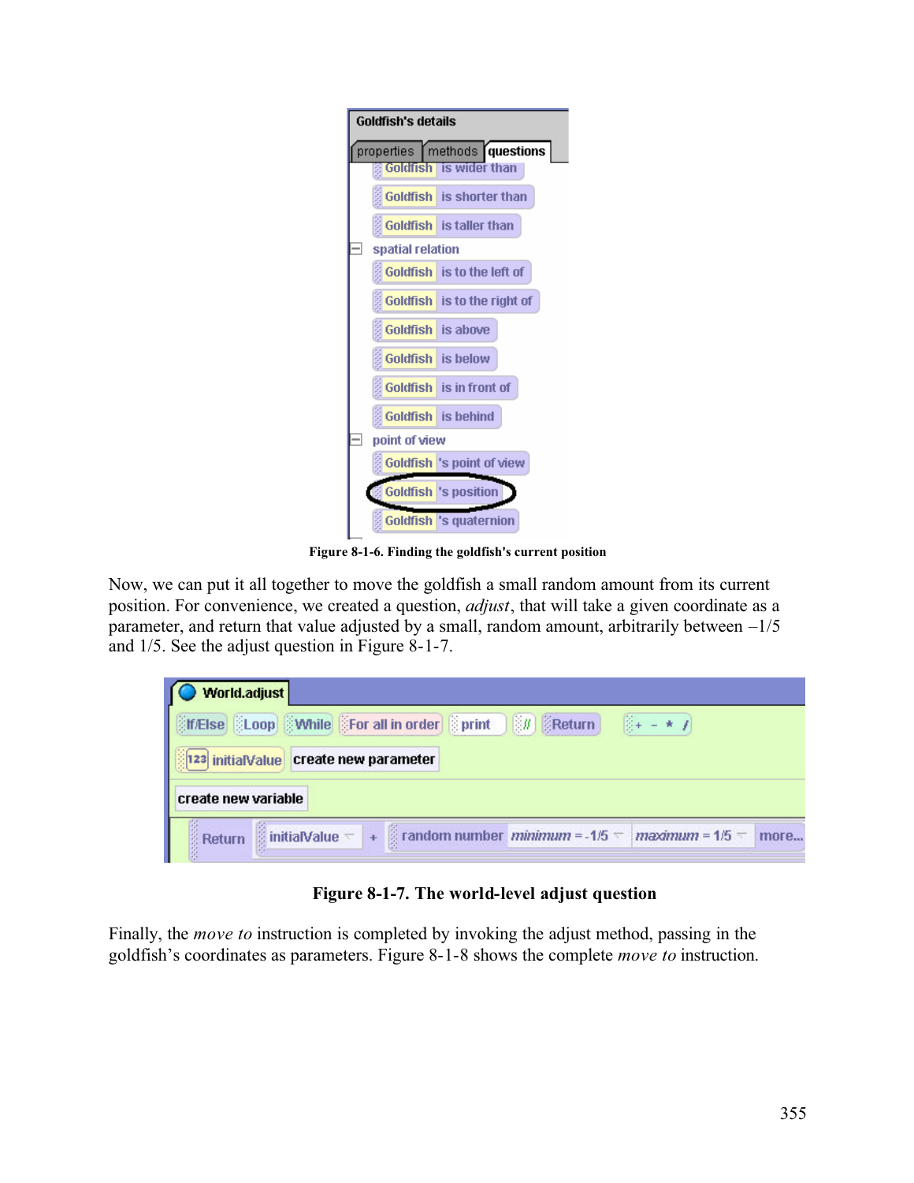Figure 8-1-6. Finding the goldfish's current position

Now, we can put it all together to move the goldfish a small random amount from its current position. For convenience, we created a question, *adjust*, that will take a given coordinate as a parameter, and return that value adjusted by a small, random amount, arbitrarily between –1/5 and 1/5. See the adjust question in Figure 8-1-7.

**Figure 8-1-7. The world-level adjust question**

Finally, the *move to* instruction is completed by invoking the adjust method, passing in the goldfish's coordinates as parameters. Figure 8-1-8 shows the complete *move to* instruction.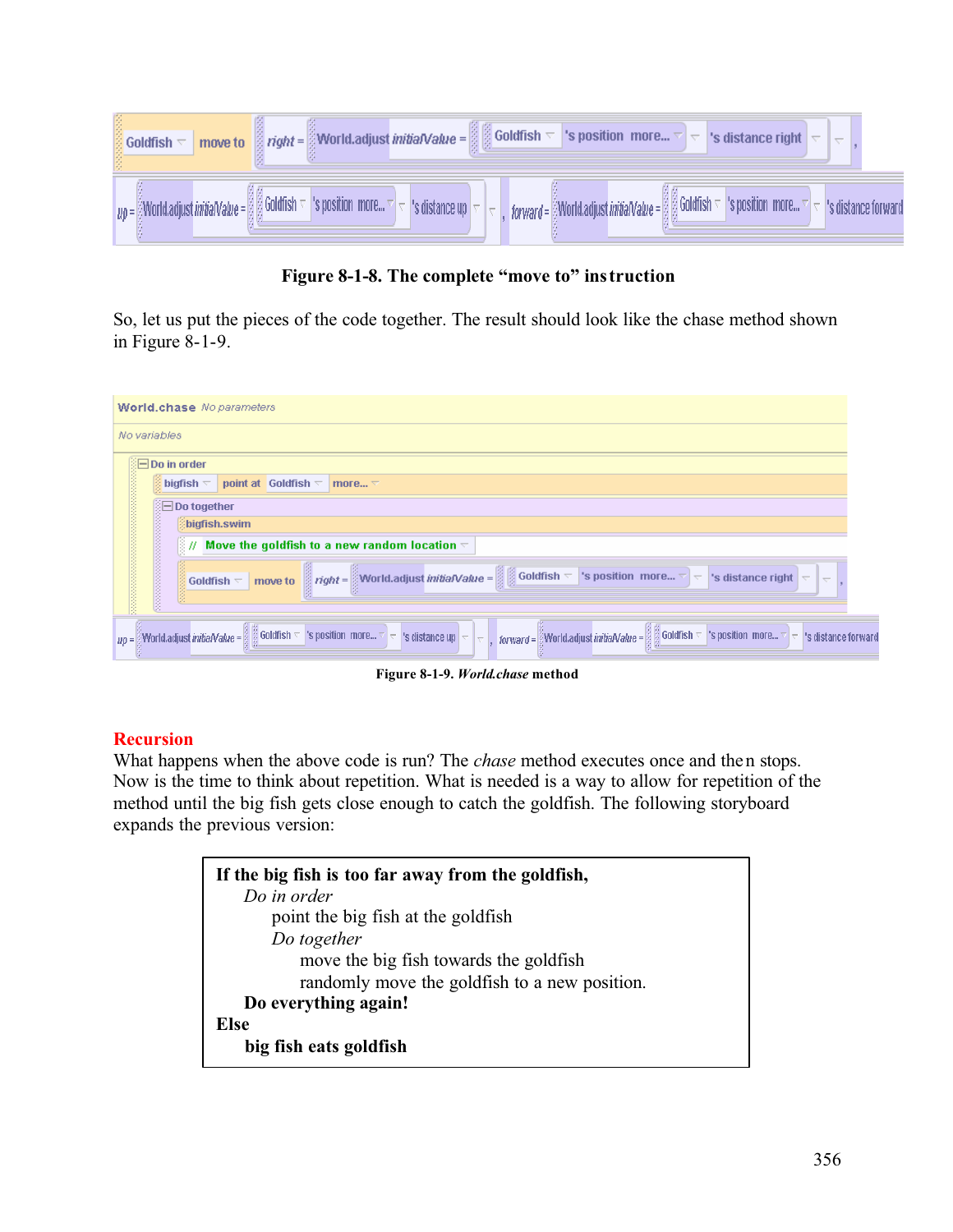```
Goldfish move to  right = World.adjust initialValue = Goldfish 's position more... 's distance right ,
up = World.adjust initialValue = Goldfish 's position more... 's distance up , forward = World.adjust initialValue = Goldfish 's position more... 's distance forward
```

**Figure 8-1-8. The complete "move to" instruction**

So, let us put the pieces of the code together. The result should look like the chase method shown in Figure 8-1-9.

```
World.chase No parameters
No variables
Do in order
    bigfish point at Goldfish more...
    Do together
        bigfish.swim
        // Move the goldfish to a new random location
        Goldfish move to right = World.adjust initialValue = Goldfish 's position more... 's distance right ,
up = World.adjust initialValue = Goldfish 's position more... 's distance up , forward = World.adjust initialValue = Goldfish 's position more... 's distance forward
```

**Figure 8-1-9. *World.chase* method**

## Recursion

What happens when the above code is run? The *chase* method executes once and then stops. Now is the time to think about repetition. What is needed is a way to allow for repetition of the method until the big fish gets close enough to catch the goldfish. The following storyboard expands the previous version:

```
If the big fish is too far away from the goldfish,
    Do in order
        point the big fish at the goldfish
        Do together
            move the big fish towards the goldfish
            randomly move the goldfish to a new position.
    Do everything again!
Else
    big fish eats goldfish
```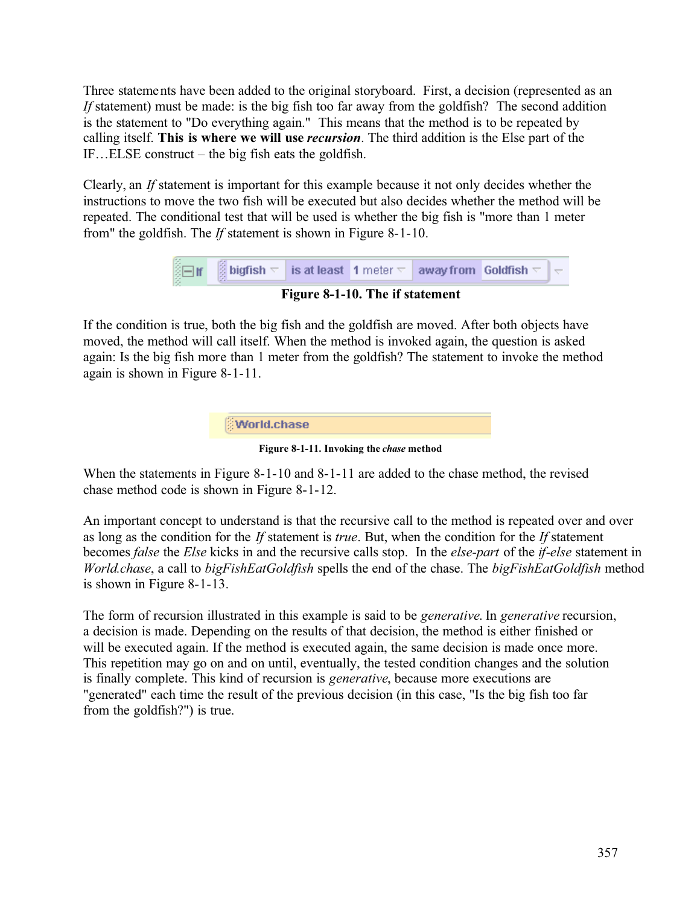Three statements have been added to the original storyboard. First, a decision (represented as an *If* statement) must be made: is the big fish too far away from the goldfish? The second addition is the statement to "Do everything again." This means that the method is to be repeated by calling itself. **This is where we will use *recursion***. The third addition is the Else part of the IF…ELSE construct – the big fish eats the goldfish.

Clearly, an *If* statement is important for this example because it not only decides whether the instructions to move the two fish will be executed but also decides whether the method will be repeated. The conditional test that will be used is whether the big fish is "more than 1 meter from" the goldfish. The *If* statement is shown in Figure 8-1-10.

```
If  bigfish is at least 1 meter away from Goldfish
```

**Figure 8-1-10. The if statement**

If the condition is true, both the big fish and the goldfish are moved. After both objects have moved, the method will call itself. When the method is invoked again, the question is asked again: Is the big fish more than 1 meter from the goldfish? The statement to invoke the method again is shown in Figure 8-1-11.

```
World.chase
```

**Figure 8-1-11. Invoking the *chase* method**

When the statements in Figure 8-1-10 and 8-1-11 are added to the chase method, the revised chase method code is shown in Figure 8-1-12.

An important concept to understand is that the recursive call to the method is repeated over and over as long as the condition for the *If* statement is *true*. But, when the condition for the *If* statement becomes *false* the *Else* kicks in and the recursive calls stop. In the *else-part* of the *if-else* statement in *World.chase*, a call to *bigFishEatGoldfish* spells the end of the chase. The *bigFishEatGoldfish* method is shown in Figure 8-1-13.

The form of recursion illustrated in this example is said to be *generative*. In *generative* recursion, a decision is made. Depending on the results of that decision, the method is either finished or will be executed again. If the method is executed again, the same decision is made once more. This repetition may go on and on until, eventually, the tested condition changes and the solution is finally complete. This kind of recursion is *generative*, because more executions are "generated" each time the result of the previous decision (in this case, "Is the big fish too far from the goldfish?") is true.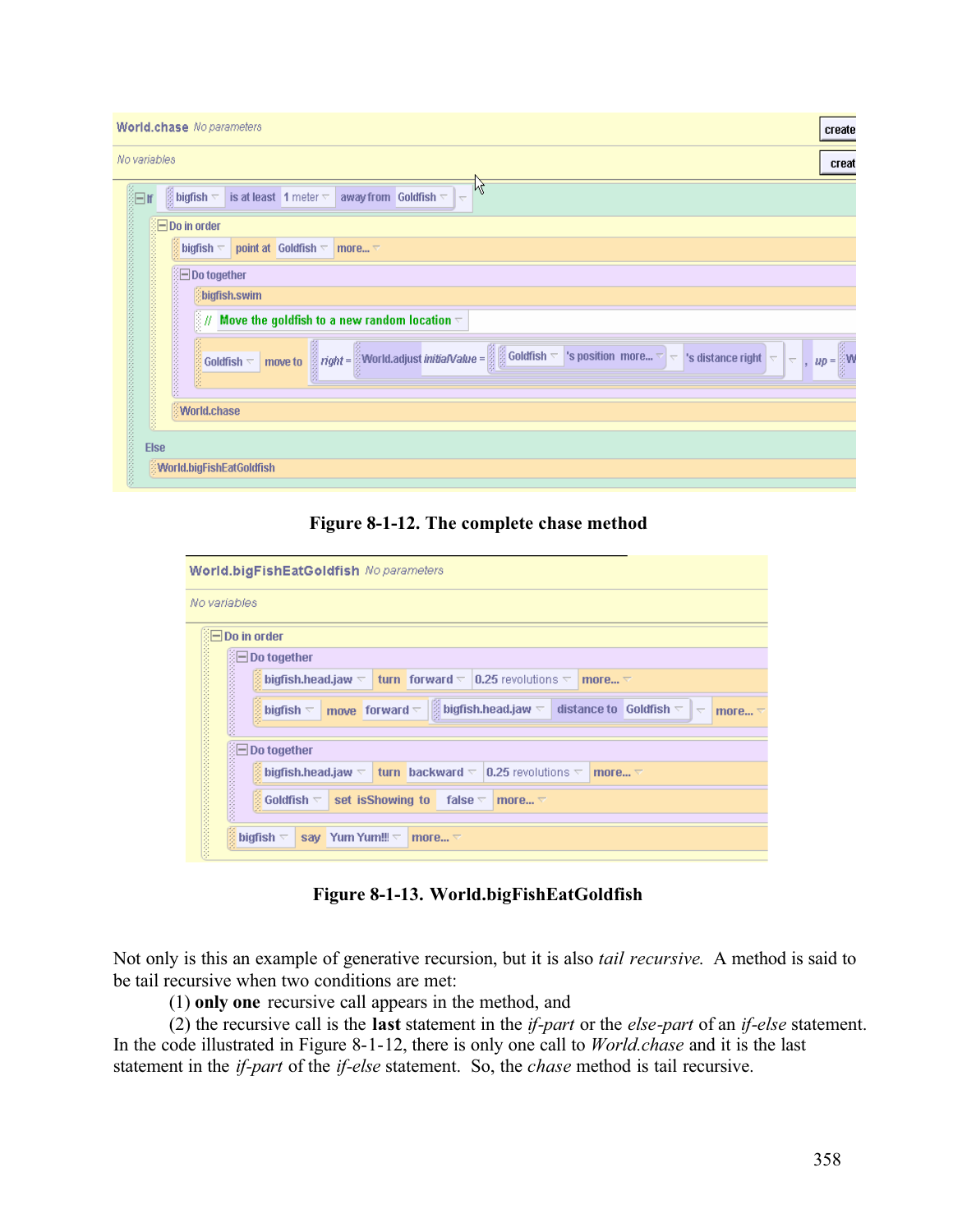```
World.chase No parameters
No variables

If  bigfish is at least 1 meter away from Goldfish
   Do in order
      bigfish point at Goldfish more...
      Do together
         bigfish.swim
         // Move the goldfish to a new random location
         Goldfish move to right = World.adjust initialValue = Goldfish 's position more... 's distance right , up = W
      World.chase
Else
   World.bigFishEatGoldfish
```

**Figure 8-1-12. The complete chase method**

```
World.bigFishEatGoldfish No parameters
No variables

Do in order
   Do together
      bigfish.head.jaw turn forward 0.25 revolutions more...
      bigfish move forward bigfish.head.jaw distance to Goldfish more...
   Do together
      bigfish.head.jaw turn backward 0.25 revolutions more...
      Goldfish set isShowing to false more...
   bigfish say Yum Yum!!! more...
```

**Figure 8-1-13. World.bigFishEatGoldfish**

Not only is this an example of generative recursion, but it is also *tail recursive.* A method is said to be tail recursive when two conditions are met:

(1) **only one** recursive call appears in the method, and

(2) the recursive call is the **last** statement in the *if-part* or the *else-part* of an *if-else* statement.

In the code illustrated in Figure 8-1-12, there is only one call to *World.chase* and it is the last statement in the *if-part* of the *if-else* statement. So, the *chase* method is tail recursive.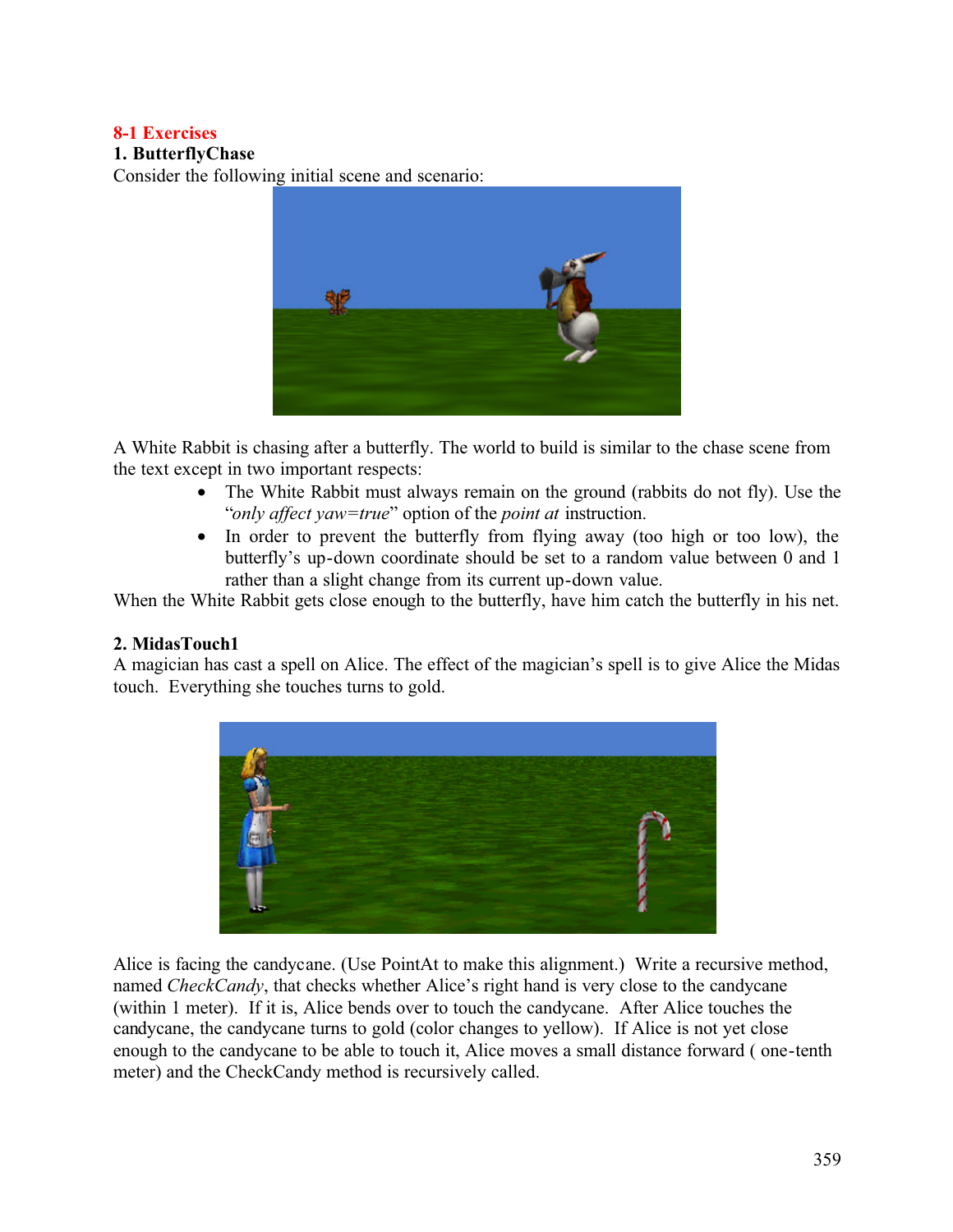## 8-1 Exercises

### 1. ButterflyChase

Consider the following initial scene and scenario:

A White Rabbit is chasing after a butterfly. The world to build is similar to the chase scene from the text except in two important respects:

- The White Rabbit must always remain on the ground (rabbits do not fly). Use the "*only affect yaw=true*" option of the *point at* instruction.
- In order to prevent the butterfly from flying away (too high or too low), the butterfly's up-down coordinate should be set to a random value between 0 and 1 rather than a slight change from its current up-down value.

When the White Rabbit gets close enough to the butterfly, have him catch the butterfly in his net.

### 2. MidasTouch1

A magician has cast a spell on Alice. The effect of the magician's spell is to give Alice the Midas touch. Everything she touches turns to gold.

Alice is facing the candycane. (Use PointAt to make this alignment.) Write a recursive method, named *CheckCandy*, that checks whether Alice's right hand is very close to the candycane (within 1 meter). If it is, Alice bends over to touch the candycane. After Alice touches the candycane, the candycane turns to gold (color changes to yellow). If Alice is not yet close enough to the candycane to be able to touch it, Alice moves a small distance forward ( one-tenth meter) and the CheckCandy method is recursively called.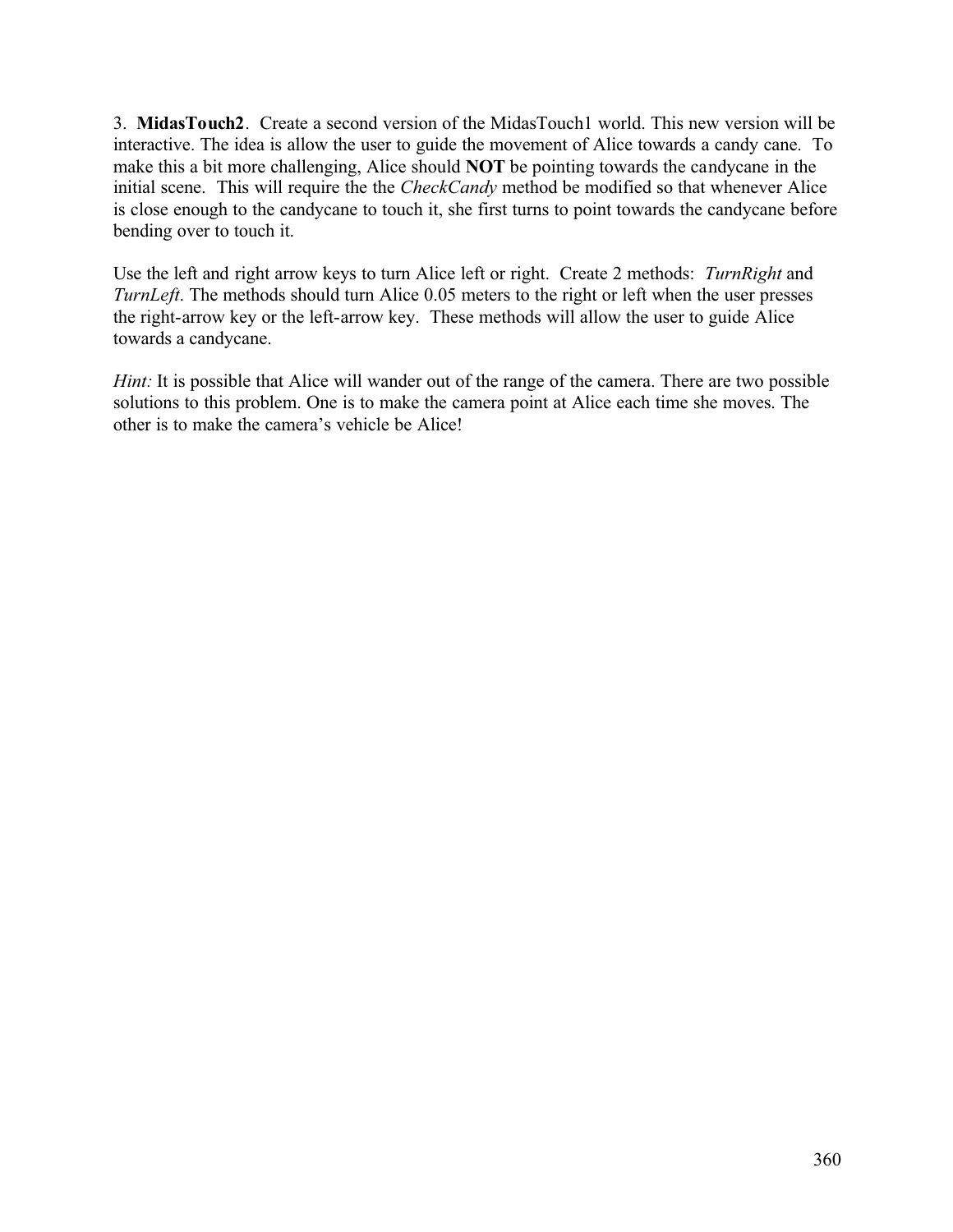3. **MidasTouch2**. Create a second version of the MidasTouch1 world. This new version will be interactive. The idea is allow the user to guide the movement of Alice towards a candy cane. To make this a bit more challenging, Alice should **NOT** be pointing towards the candycane in the initial scene. This will require the the *CheckCandy* method be modified so that whenever Alice is close enough to the candycane to touch it, she first turns to point towards the candycane before bending over to touch it.

Use the left and right arrow keys to turn Alice left or right. Create 2 methods: *TurnRight* and *TurnLeft*. The methods should turn Alice 0.05 meters to the right or left when the user presses the right-arrow key or the left-arrow key. These methods will allow the user to guide Alice towards a candycane.

*Hint:* It is possible that Alice will wander out of the range of the camera. There are two possible solutions to this problem. One is to make the camera point at Alice each time she moves. The other is to make the camera's vehicle be Alice!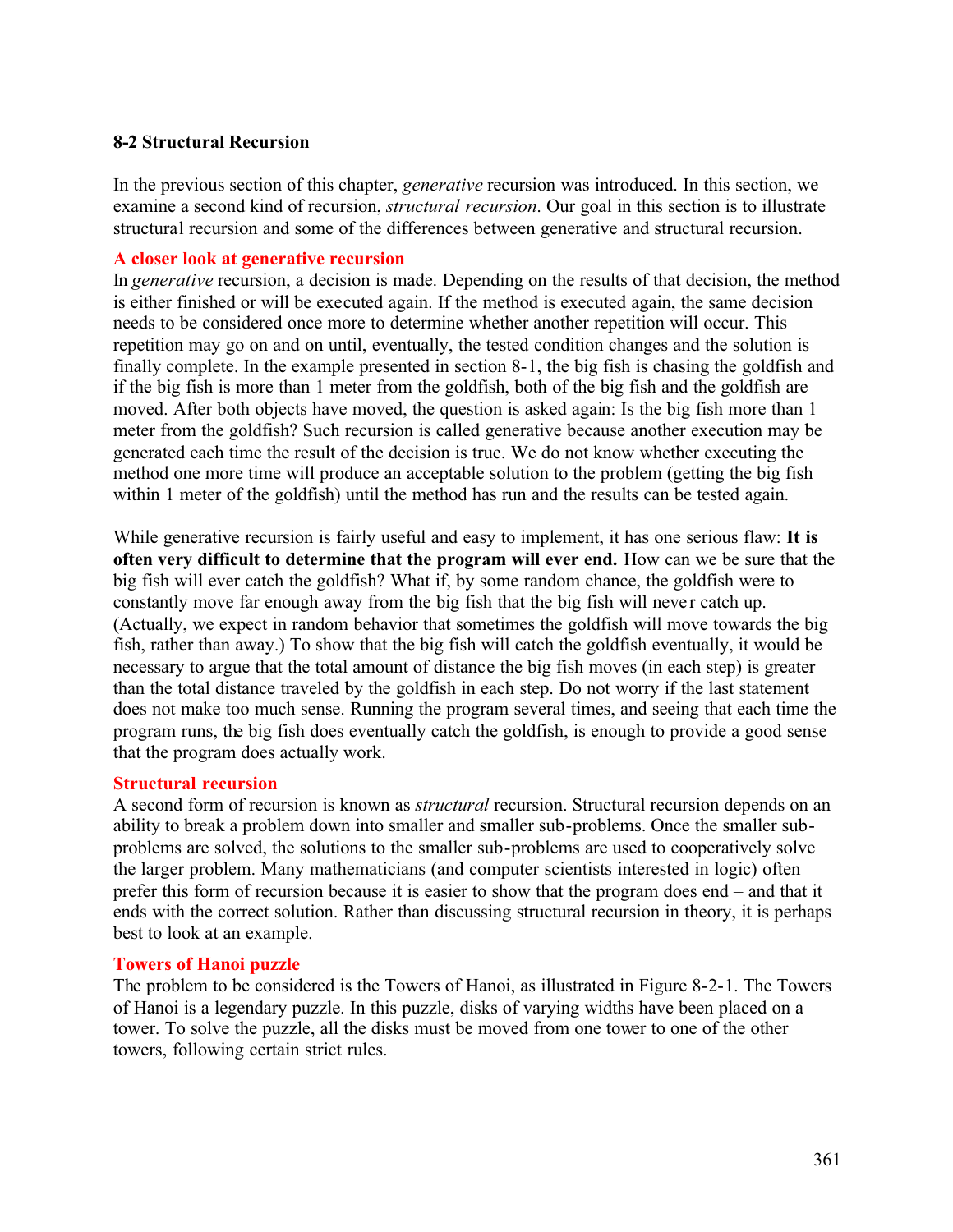## 8-2 Structural Recursion

In the previous section of this chapter, *generative* recursion was introduced. In this section, we examine a second kind of recursion, *structural recursion*. Our goal in this section is to illustrate structural recursion and some of the differences between generative and structural recursion.

### A closer look at generative recursion

In *generative* recursion, a decision is made. Depending on the results of that decision, the method is either finished or will be executed again. If the method is executed again, the same decision needs to be considered once more to determine whether another repetition will occur. This repetition may go on and on until, eventually, the tested condition changes and the solution is finally complete. In the example presented in section 8-1, the big fish is chasing the goldfish and if the big fish is more than 1 meter from the goldfish, both of the big fish and the goldfish are moved. After both objects have moved, the question is asked again: Is the big fish more than 1 meter from the goldfish? Such recursion is called generative because another execution may be generated each time the result of the decision is true. We do not know whether executing the method one more time will produce an acceptable solution to the problem (getting the big fish within 1 meter of the goldfish) until the method has run and the results can be tested again.

While generative recursion is fairly useful and easy to implement, it has one serious flaw: **It is often very difficult to determine that the program will ever end.** How can we be sure that the big fish will ever catch the goldfish? What if, by some random chance, the goldfish were to constantly move far enough away from the big fish that the big fish will never catch up. (Actually, we expect in random behavior that sometimes the goldfish will move towards the big fish, rather than away.) To show that the big fish will catch the goldfish eventually, it would be necessary to argue that the total amount of distance the big fish moves (in each step) is greater than the total distance traveled by the goldfish in each step. Do not worry if the last statement does not make too much sense. Running the program several times, and seeing that each time the program runs, the big fish does eventually catch the goldfish, is enough to provide a good sense that the program does actually work.

### Structural recursion

A second form of recursion is known as *structural* recursion. Structural recursion depends on an ability to break a problem down into smaller and smaller sub-problems. Once the smaller sub-problems are solved, the solutions to the smaller sub-problems are used to cooperatively solve the larger problem. Many mathematicians (and computer scientists interested in logic) often prefer this form of recursion because it is easier to show that the program does end – and that it ends with the correct solution. Rather than discussing structural recursion in theory, it is perhaps best to look at an example.

### Towers of Hanoi puzzle

The problem to be considered is the Towers of Hanoi, as illustrated in Figure 8-2-1. The Towers of Hanoi is a legendary puzzle. In this puzzle, disks of varying widths have been placed on a tower. To solve the puzzle, all the disks must be moved from one tower to one of the other towers, following certain strict rules.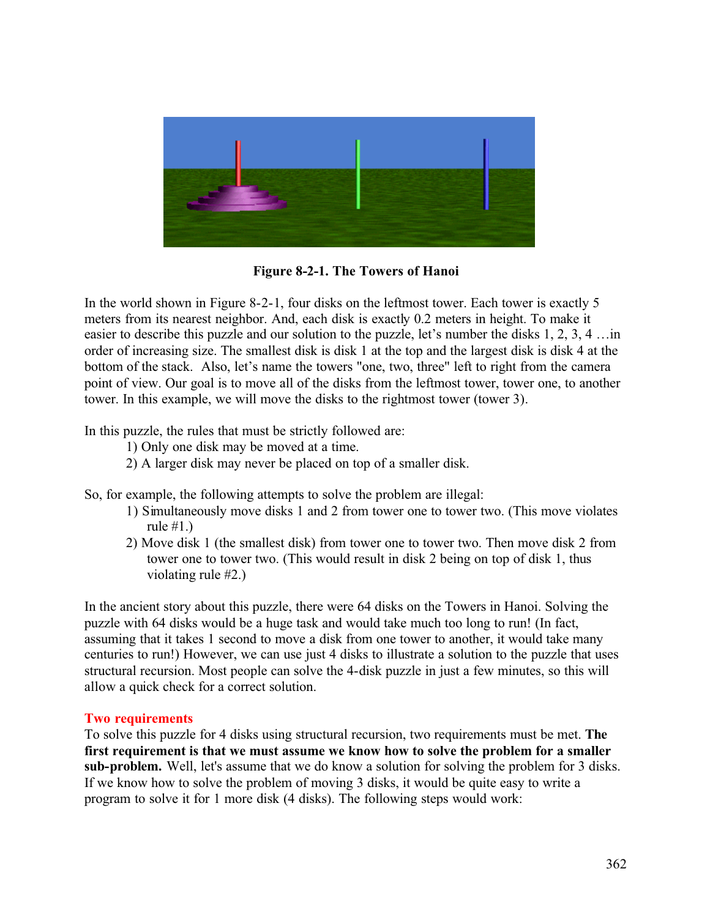**Figure 8-2-1. The Towers of Hanoi**

In the world shown in Figure 8-2-1, four disks on the leftmost tower. Each tower is exactly 5 meters from its nearest neighbor. And, each disk is exactly 0.2 meters in height. To make it easier to describe this puzzle and our solution to the puzzle, let's number the disks 1, 2, 3, 4 …in order of increasing size. The smallest disk is disk 1 at the top and the largest disk is disk 4 at the bottom of the stack. Also, let's name the towers "one, two, three" left to right from the camera point of view. Our goal is to move all of the disks from the leftmost tower, tower one, to another tower. In this example, we will move the disks to the rightmost tower (tower 3).

In this puzzle, the rules that must be strictly followed are:

1) Only one disk may be moved at a time.
2) A larger disk may never be placed on top of a smaller disk.

So, for example, the following attempts to solve the problem are illegal:

1) Simultaneously move disks 1 and 2 from tower one to tower two. (This move violates rule #1.)
2) Move disk 1 (the smallest disk) from tower one to tower two. Then move disk 2 from tower one to tower two. (This would result in disk 2 being on top of disk 1, thus violating rule #2.)

In the ancient story about this puzzle, there were 64 disks on the Towers in Hanoi. Solving the puzzle with 64 disks would be a huge task and would take much too long to run! (In fact, assuming that it takes 1 second to move a disk from one tower to another, it would take many centuries to run!) However, we can use just 4 disks to illustrate a solution to the puzzle that uses structural recursion. Most people can solve the 4-disk puzzle in just a few minutes, so this will allow a quick check for a correct solution.

### Two requirements

To solve this puzzle for 4 disks using structural recursion, two requirements must be met. **The first requirement is that we must assume we know how to solve the problem for a smaller sub-problem.** Well, let's assume that we do know a solution for solving the problem for 3 disks. If we know how to solve the problem of moving 3 disks, it would be quite easy to write a program to solve it for 1 more disk (4 disks). The following steps would work: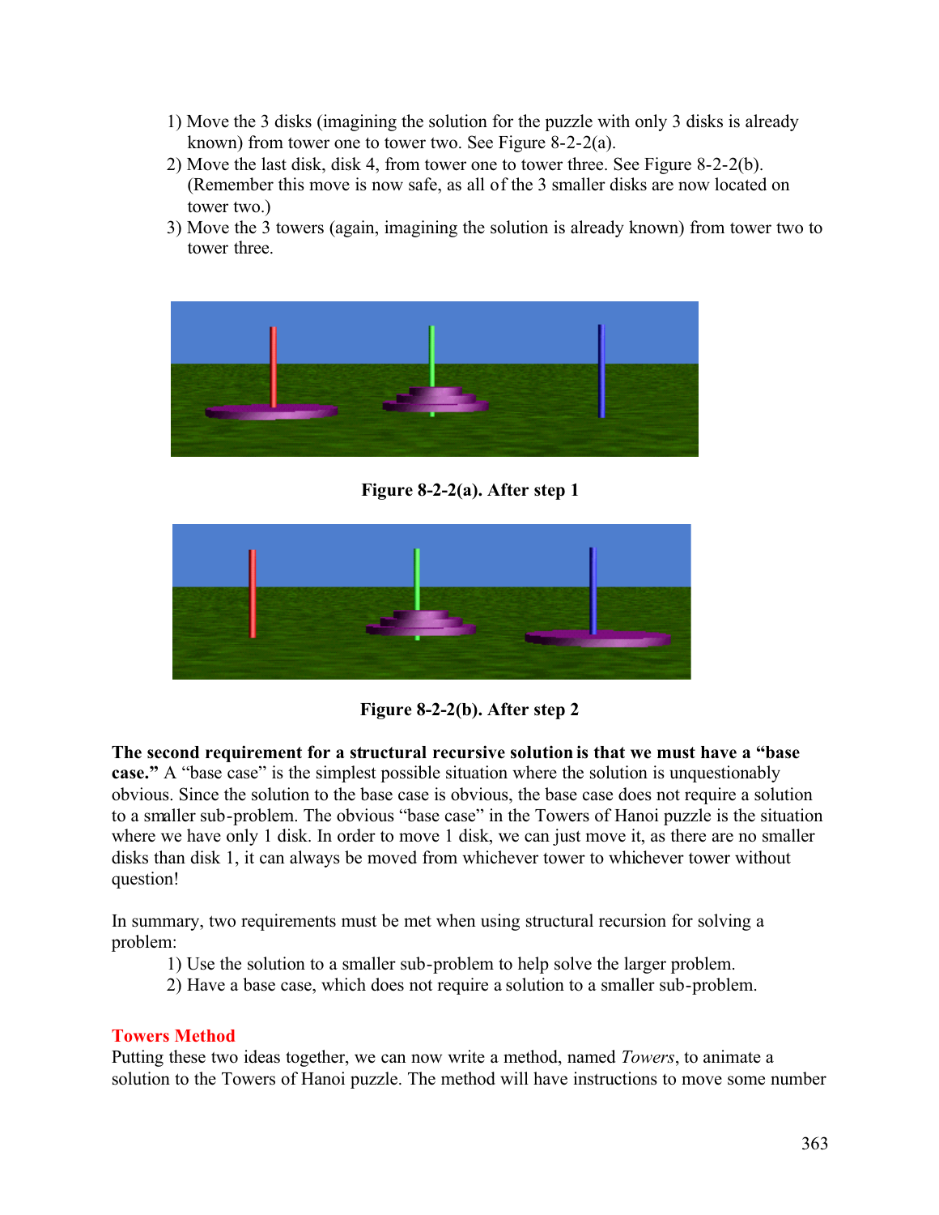1) Move the 3 disks (imagining the solution for the puzzle with only 3 disks is already known) from tower one to tower two. See Figure 8-2-2(a).
2) Move the last disk, disk 4, from tower one to tower three. See Figure 8-2-2(b). (Remember this move is now safe, as all of the 3 smaller disks are now located on tower two.)
3) Move the 3 towers (again, imagining the solution is already known) from tower two to tower three.

**Figure 8-2-2(a). After step 1**

**Figure 8-2-2(b). After step 2**

**The second requirement for a structural recursive solution is that we must have a "base case."** A "base case" is the simplest possible situation where the solution is unquestionably obvious. Since the solution to the base case is obvious, the base case does not require a solution to a smaller sub-problem. The obvious "base case" in the Towers of Hanoi puzzle is the situation where we have only 1 disk. In order to move 1 disk, we can just move it, as there are no smaller disks than disk 1, it can always be moved from whichever tower to whichever tower without question!

In summary, two requirements must be met when using structural recursion for solving a problem:

1) Use the solution to a smaller sub-problem to help solve the larger problem.
2) Have a base case, which does not require a solution to a smaller sub-problem.

### Towers Method

Putting these two ideas together, we can now write a method, named *Towers*, to animate a solution to the Towers of Hanoi puzzle. The method will have instructions to move some number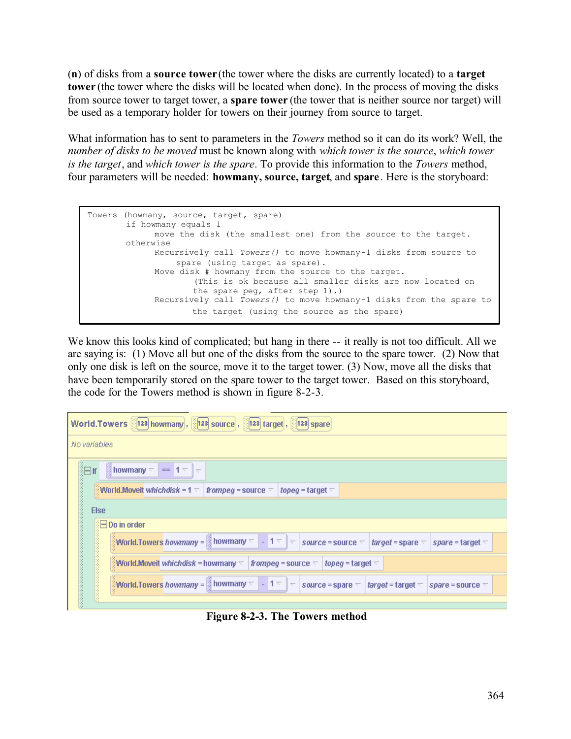(**n**) of disks from a **source tower** (the tower where the disks are currently located) to a **target tower** (the tower where the disks will be located when done). In the process of moving the disks from source tower to target tower, a **spare tower** (the tower that is neither source nor target) will be used as a temporary holder for towers on their journey from source to target.

What information has to sent to parameters in the *Towers* method so it can do its work? Well, the *number of disks to be moved* must be known along with *which tower is the source*, *which tower is the target*, and *which tower is the spare*. To provide this information to the *Towers* method, four parameters will be needed: **howmany, source, target**, and **spare**. Here is the storyboard:

```
Towers (howmany, source, target, spare)
        if howmany equals 1
              move the disk (the smallest one) from the source to the target.
        otherwise
              Recursively call Towers() to move howmany-1 disks from source to
                   spare (using target as spare).
              Move disk # howmany from the source to the target.
                  (This is ok because all smaller disks are now located on
                  the spare peg, after step 1).)
              Recursively call Towers() to move howmany-1 disks from the spare to
                  the target (using the source as the spare)
```

We know this looks kind of complicated; but hang in there -- it really is not too difficult. All we are saying is: (1) Move all but one of the disks from the source to the spare tower. (2) Now that only one disk is left on the source, move it to the target tower. (3) Now, move all the disks that have been temporarily stored on the spare tower to the target tower. Based on this storyboard, the code for the Towers method is shown in figure 8-2-3.

```
World.Towers ( 123 howmany , 123 source , 123 target , 123 spare )
No variables
If howmany == 1
    World.MoveIt whichdisk = 1   frompeg = source   topeg = target
Else
    Do in order
        World.Towers howmany = howmany - 1   source = source   target = spare   spare = target
        World.MoveIt whichdisk = howmany   frompeg = source   topeg = target
        World.Towers howmany = howmany - 1   source = spare   target = target   spare = source
```

**Figure 8-2-3. The Towers method**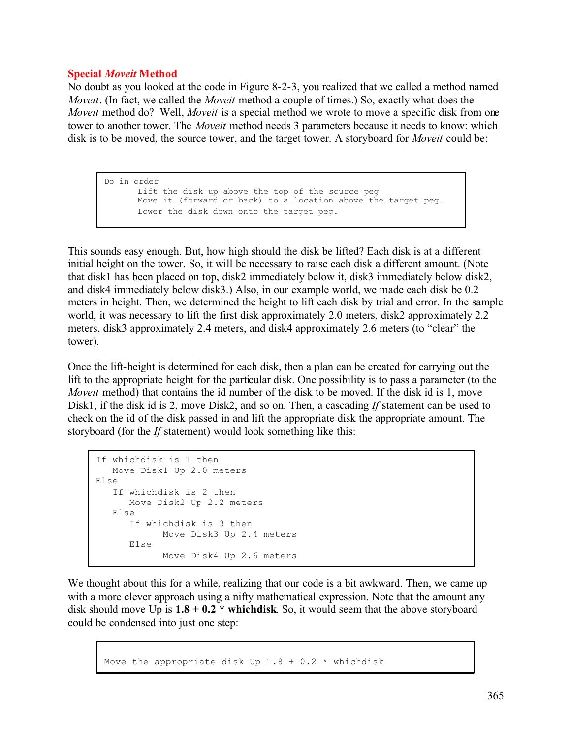### Special *Moveit* Method

No doubt as you looked at the code in Figure 8-2-3, you realized that we called a method named *Moveit*. (In fact, we called the *Moveit* method a couple of times.) So, exactly what does the *Moveit* method do? Well, *Moveit* is a special method we wrote to move a specific disk from one tower to another tower. The *Moveit* method needs 3 parameters because it needs to know: which disk is to be moved, the source tower, and the target tower. A storyboard for *Moveit* could be:

```
Do in order
      Lift the disk up above the top of the source peg
      Move it (forward or back) to a location above the target peg.
      Lower the disk down onto the target peg.
```

This sounds easy enough. But, how high should the disk be lifted? Each disk is at a different initial height on the tower. So, it will be necessary to raise each disk a different amount. (Note that disk1 has been placed on top, disk2 immediately below it, disk3 immediately below disk2, and disk4 immediately below disk3.) Also, in our example world, we made each disk be 0.2 meters in height. Then, we determined the height to lift each disk by trial and error. In the sample world, it was necessary to lift the first disk approximately 2.0 meters, disk2 approximately 2.2 meters, disk3 approximately 2.4 meters, and disk4 approximately 2.6 meters (to "clear" the tower).

Once the lift-height is determined for each disk, then a plan can be created for carrying out the lift to the appropriate height for the particular disk. One possibility is to pass a parameter (to the *Moveit* method) that contains the id number of the disk to be moved. If the disk id is 1, move Disk1, if the disk id is 2, move Disk2, and so on. Then, a cascading *If* statement can be used to check on the id of the disk passed in and lift the appropriate disk the appropriate amount. The storyboard (for the *If* statement) would look something like this:

```
If whichdisk is 1 then
   Move Disk1 Up 2.0 meters
Else
   If whichdisk is 2 then
      Move Disk2 Up 2.2 meters
   Else
      If whichdisk is 3 then
            Move Disk3 Up 2.4 meters
      Else
            Move Disk4 Up 2.6 meters
```

We thought about this for a while, realizing that our code is a bit awkward. Then, we came up with a more clever approach using a nifty mathematical expression. Note that the amount any disk should move Up is **1.8 + 0.2 * whichdisk**. So, it would seem that the above storyboard could be condensed into just one step:

```
Move the appropriate disk Up 1.8 + 0.2 * whichdisk
```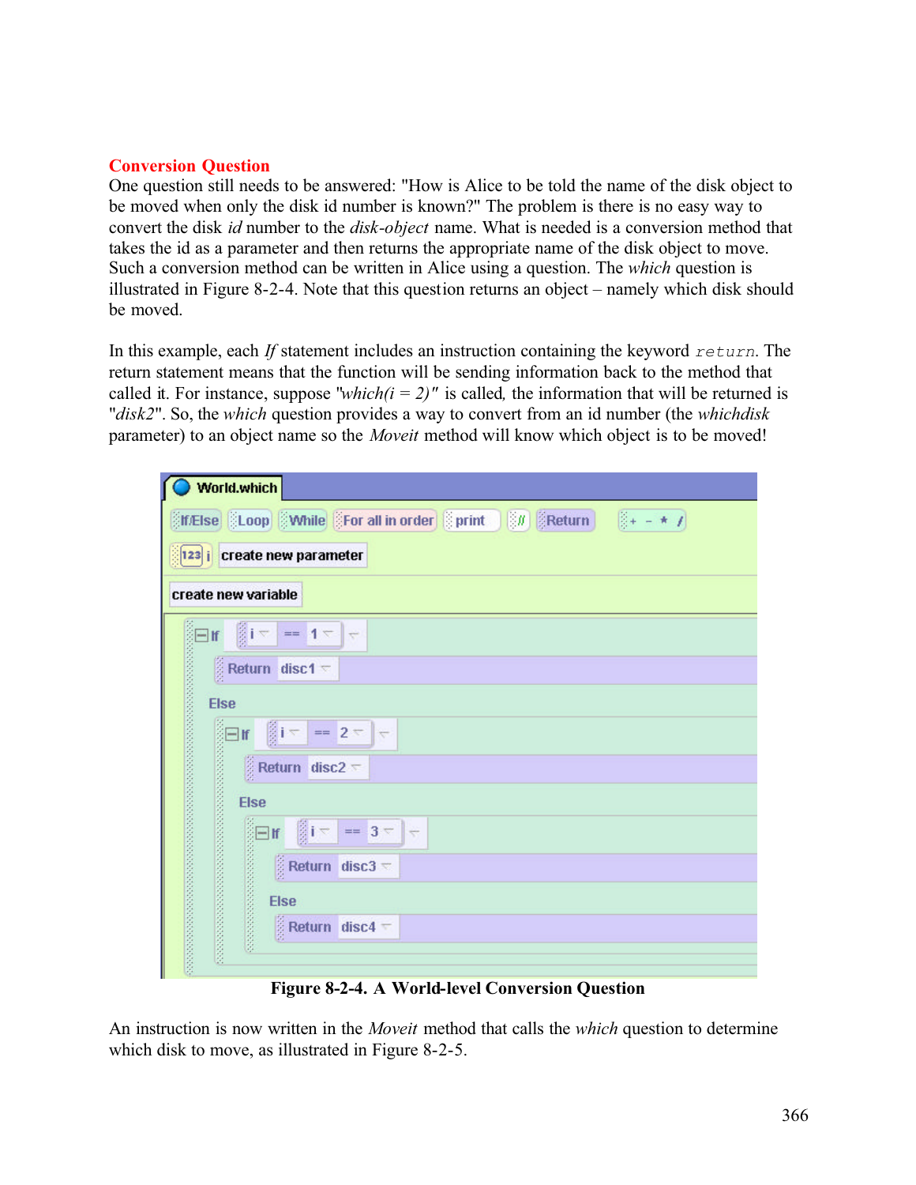## Conversion Question

One question still needs to be answered: "How is Alice to be told the name of the disk object to be moved when only the disk id number is known?" The problem is there is no easy way to convert the disk *id* number to the *disk-object* name. What is needed is a conversion method that takes the id as a parameter and then returns the appropriate name of the disk object to move. Such a conversion method can be written in Alice using a question. The *which* question is illustrated in Figure 8-2-4. Note that this question returns an object – namely which disk should be moved.

In this example, each *If* statement includes an instruction containing the keyword `return`. The return statement means that the function will be sending information back to the method that called it. For instance, suppose "*which(i = 2)"* is called, the information that will be returned is "*disk2*". So, the *which* question provides a way to convert from an id number (the *whichdisk* parameter) to an object name so the *Moveit* method will know which object is to be moved!

```
World.which
If/Else  Loop  While  For all in order  print  //  Return  + - * /
123 i   create new parameter
create new variable

If i == 1
    Return disc1
Else
    If i == 2
        Return disc2
    Else
        If i == 3
            Return disc3
        Else
            Return disc4
```

**Figure 8-2-4. A World-level Conversion Question**

An instruction is now written in the *Moveit* method that calls the *which* question to determine which disk to move, as illustrated in Figure 8-2-5.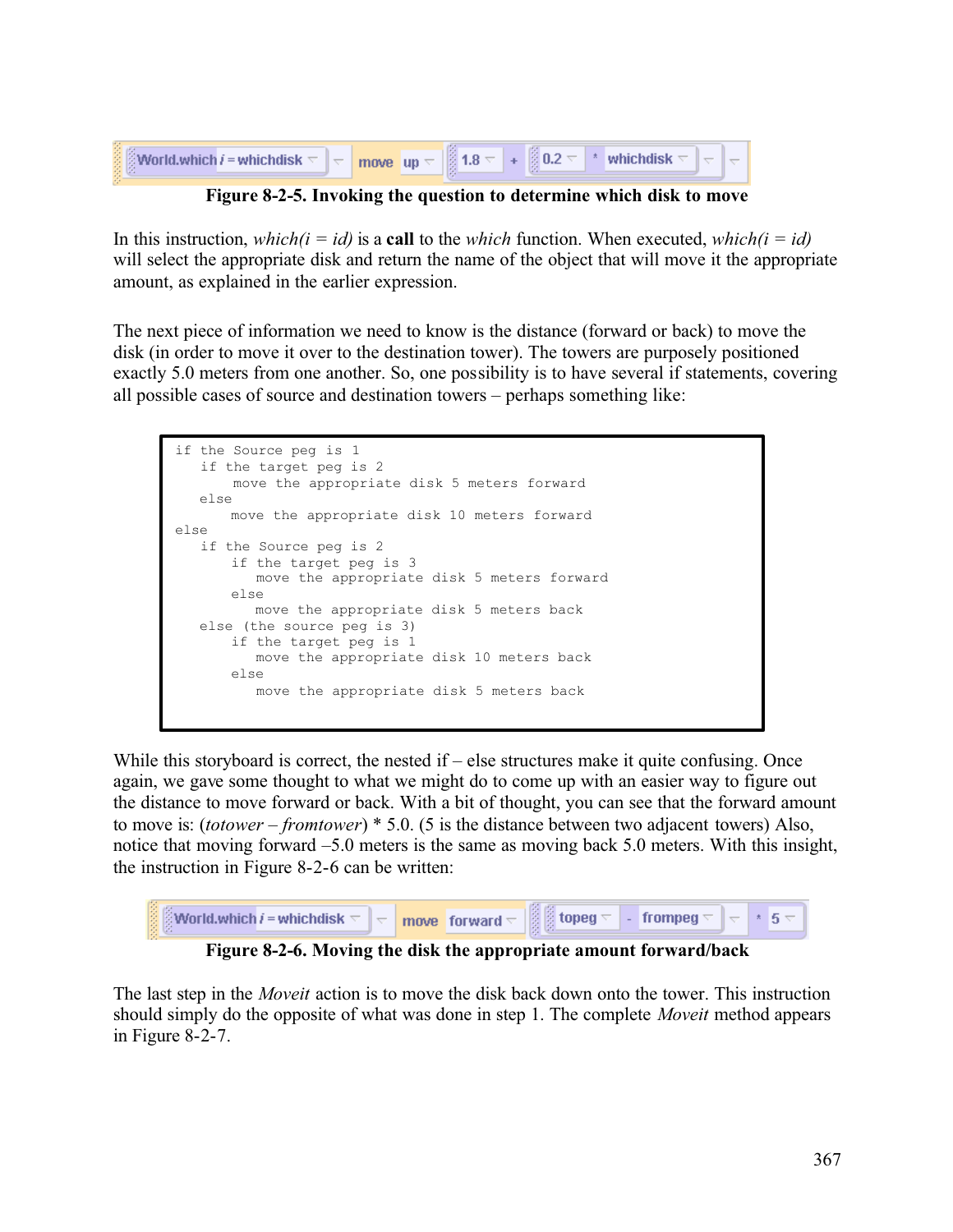World.which *i* = whichdisk · move · up · 1.8 + 0.2 * whichdisk

**Figure 8-2-5. Invoking the question to determine which disk to move**

In this instruction, *which(i = id)* is a **call** to the *which* function. When executed, *which(i = id)* will select the appropriate disk and return the name of the object that will move it the appropriate amount, as explained in the earlier expression.

The next piece of information we need to know is the distance (forward or back) to move the disk (in order to move it over to the destination tower). The towers are purposely positioned exactly 5.0 meters from one another. So, one possibility is to have several if statements, covering all possible cases of source and destination towers – perhaps something like:

```
if the Source peg is 1
   if the target peg is 2
       move the appropriate disk 5 meters forward
   else
       move the appropriate disk 10 meters forward
else
   if the Source peg is 2
       if the target peg is 3
          move the appropriate disk 5 meters forward
       else
          move the appropriate disk 5 meters back
   else (the source peg is 3)
       if the target peg is 1
          move the appropriate disk 10 meters back
       else
          move the appropriate disk 5 meters back
```

While this storyboard is correct, the nested if – else structures make it quite confusing. Once again, we gave some thought to what we might do to come up with an easier way to figure out the distance to move forward or back. With a bit of thought, you can see that the forward amount to move is: (*totower – fromtower*) * 5.0. (5 is the distance between two adjacent towers) Also, notice that moving forward –5.0 meters is the same as moving back 5.0 meters. With this insight, the instruction in Figure 8-2-6 can be written:

World.which *i* = whichdisk · move · forward · topeg - frompeg * 5

**Figure 8-2-6. Moving the disk the appropriate amount forward/back**

The last step in the *Moveit* action is to move the disk back down onto the tower. This instruction should simply do the opposite of what was done in step 1. The complete *Moveit* method appears in Figure 8-2-7.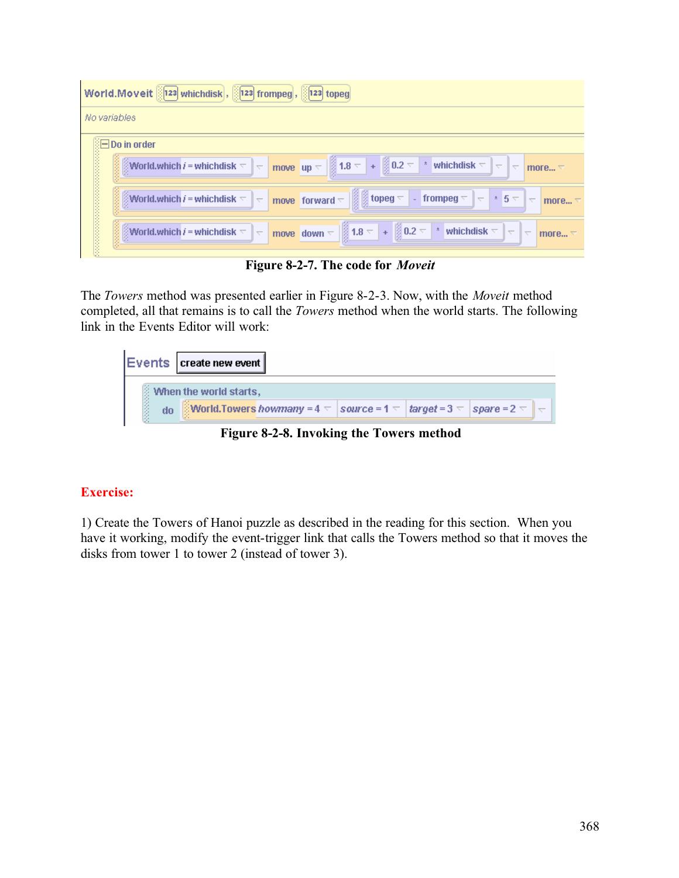```
World.Moveit  whichdisk , frompeg , topeg
No variables
Do in order
    World.which i = whichdisk  move up (1.8 + (0.2 * whichdisk))  more...
    World.which i = whichdisk  move forward ((topeg - frompeg) * 5)  more...
    World.which i = whichdisk  move down (1.8 + (0.2 * whichdisk))  more...
```

**Figure 8-2-7. The code for *Moveit***

The *Towers* method was presented earlier in Figure 8-2-3. Now, with the *Moveit* method completed, all that remains is to call the *Towers* method when the world starts. The following link in the Events Editor will work:

```
Events  create new event
When the world starts,
  do  World.Towers howmany = 4  source = 1  target = 3  spare = 2
```

**Figure 8-2-8. Invoking the Towers method**

**Exercise:**

1) Create the Towers of Hanoi puzzle as described in the reading for this section. When you have it working, modify the event-trigger link that calls the Towers method so that it moves the disks from tower 1 to tower 2 (instead of tower 3).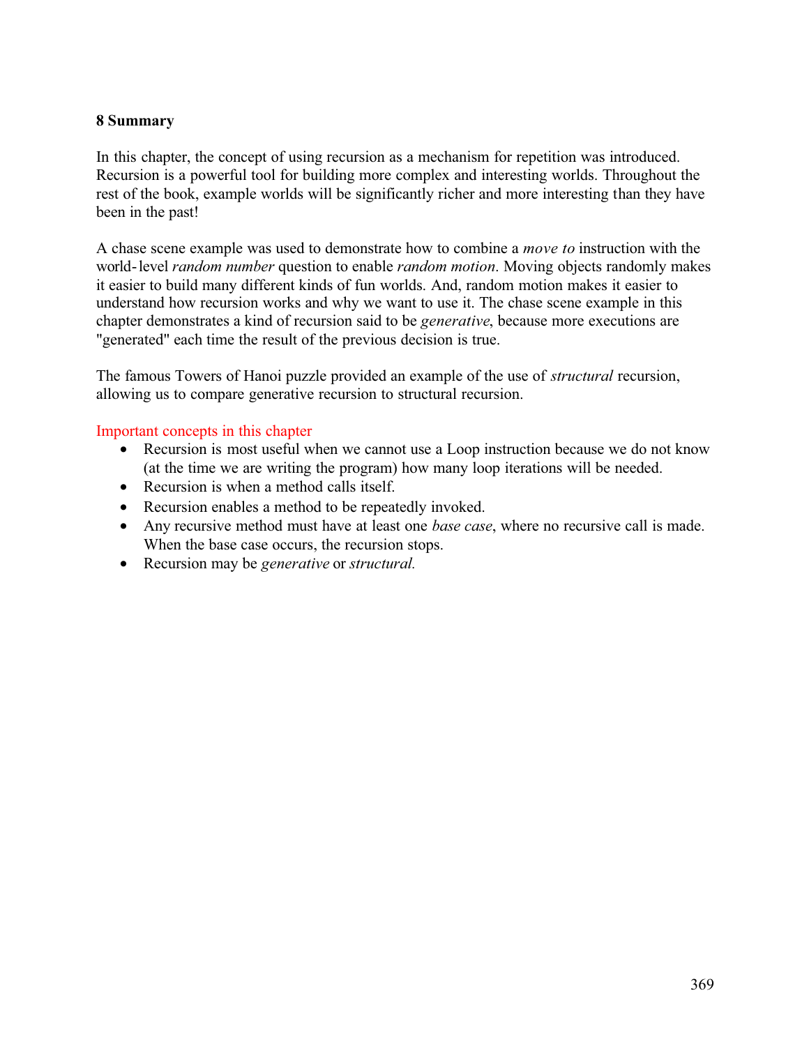## 8 Summary

In this chapter, the concept of using recursion as a mechanism for repetition was introduced. Recursion is a powerful tool for building more complex and interesting worlds. Throughout the rest of the book, example worlds will be significantly richer and more interesting than they have been in the past!

A chase scene example was used to demonstrate how to combine a *move to* instruction with the world-level *random number* question to enable *random motion*. Moving objects randomly makes it easier to build many different kinds of fun worlds. And, random motion makes it easier to understand how recursion works and why we want to use it. The chase scene example in this chapter demonstrates a kind of recursion said to be *generative*, because more executions are "generated" each time the result of the previous decision is true.

The famous Towers of Hanoi puzzle provided an example of the use of *structural* recursion, allowing us to compare generative recursion to structural recursion.

Important concepts in this chapter

- Recursion is most useful when we cannot use a Loop instruction because we do not know (at the time we are writing the program) how many loop iterations will be needed.
- Recursion is when a method calls itself.
- Recursion enables a method to be repeatedly invoked.
- Any recursive method must have at least one *base case*, where no recursive call is made. When the base case occurs, the recursion stops.
- Recursion may be *generative* or *structural.*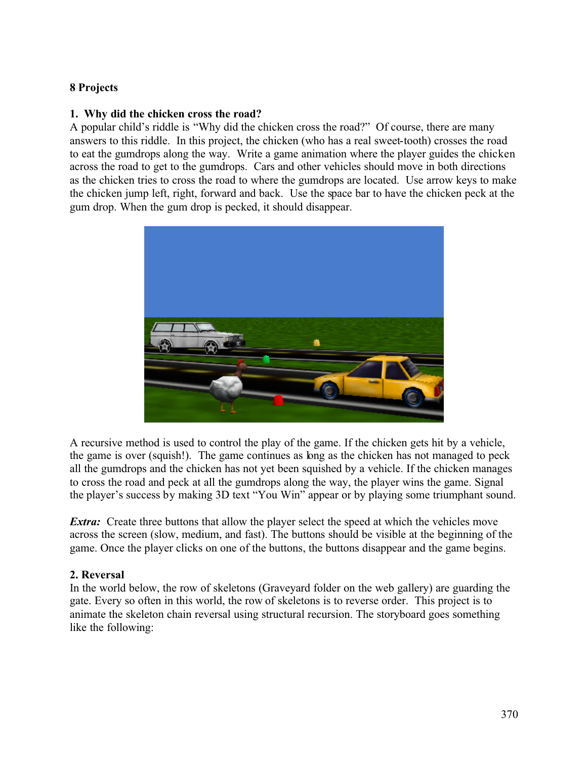**8 Projects**

**1. Why did the chicken cross the road?**

A popular child's riddle is "Why did the chicken cross the road?" Of course, there are many answers to this riddle. In this project, the chicken (who has a real sweet-tooth) crosses the road to eat the gumdrops along the way. Write a game animation where the player guides the chicken across the road to get to the gumdrops. Cars and other vehicles should move in both directions as the chicken tries to cross the road to where the gumdrops are located. Use arrow keys to make the chicken jump left, right, forward and back. Use the space bar to have the chicken peck at the gum drop. When the gum drop is pecked, it should disappear.

A recursive method is used to control the play of the game. If the chicken gets hit by a vehicle, the game is over (squish!). The game continues as long as the chicken has not managed to peck all the gumdrops and the chicken has not yet been squished by a vehicle. If the chicken manages to cross the road and peck at all the gumdrops along the way, the player wins the game. Signal the player's success by making 3D text "You Win" appear or by playing some triumphant sound.

***Extra:*** Create three buttons that allow the player select the speed at which the vehicles move across the screen (slow, medium, and fast). The buttons should be visible at the beginning of the game. Once the player clicks on one of the buttons, the buttons disappear and the game begins.

**2. Reversal**

In the world below, the row of skeletons (Graveyard folder on the web gallery) are guarding the gate. Every so often in this world, the row of skeletons is to reverse order. This project is to animate the skeleton chain reversal using structural recursion. The storyboard goes something like the following: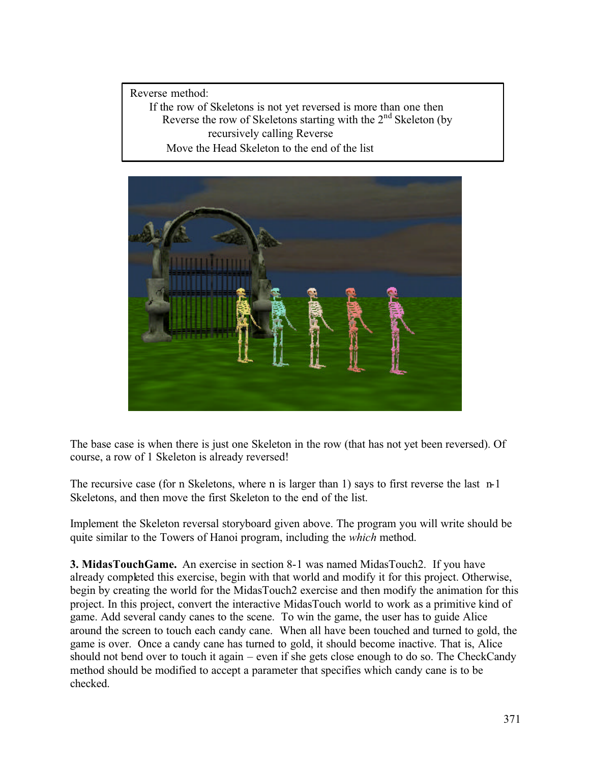```
Reverse method:
    If the row of Skeletons is not yet reversed is more than one then
        Reverse the row of Skeletons starting with the 2nd Skeleton (by
                recursively calling Reverse
        Move the Head Skeleton to the end of the list
```

The base case is when there is just one Skeleton in the row (that has not yet been reversed). Of course, a row of 1 Skeleton is already reversed!

The recursive case (for n Skeletons, where n is larger than 1) says to first reverse the last n-1 Skeletons, and then move the first Skeleton to the end of the list.

Implement the Skeleton reversal storyboard given above. The program you will write should be quite similar to the Towers of Hanoi program, including the *which* method.

**3. MidasTouchGame.** An exercise in section 8-1 was named MidasTouch2. If you have already completed this exercise, begin with that world and modify it for this project. Otherwise, begin by creating the world for the MidasTouch2 exercise and then modify the animation for this project. In this project, convert the interactive MidasTouch world to work as a primitive kind of game. Add several candy canes to the scene. To win the game, the user has to guide Alice around the screen to touch each candy cane. When all have been touched and turned to gold, the game is over. Once a candy cane has turned to gold, it should become inactive. That is, Alice should not bend over to touch it again – even if she gets close enough to do so. The CheckCandy method should be modified to accept a parameter that specifies which candy cane is to be checked.